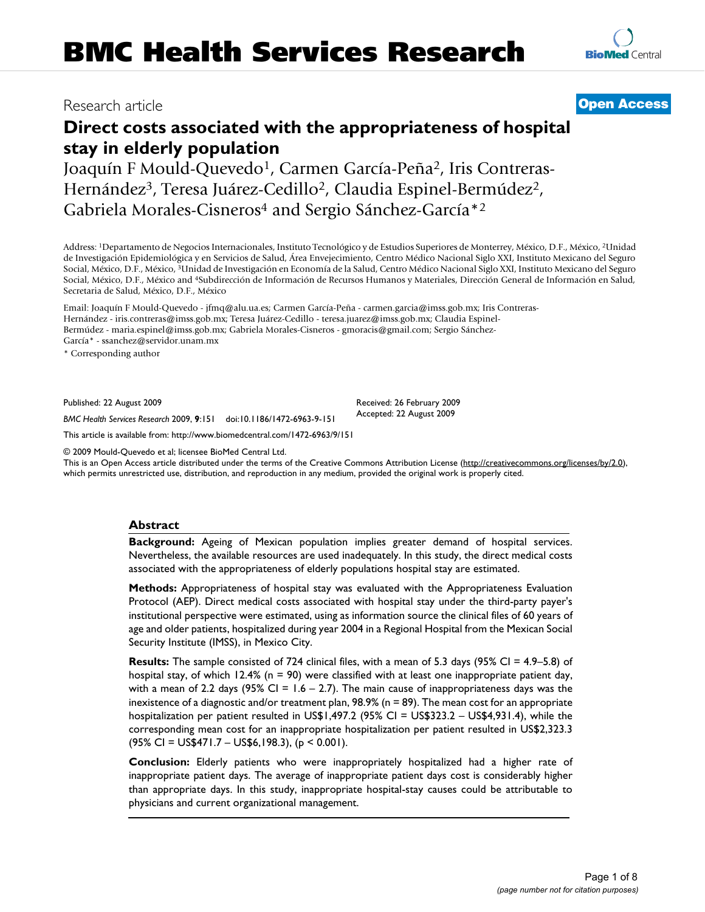BMC Health Services Research

Research article

**Open Access**

# Direct costs associated with the appropriateness of hospital stay in elderly population

Joaquín F Mould-Quevedo[1], Carmen García-Peña[2], Iris Contreras-Hernández[3], Teresa Juárez-Cedillo[2], Claudia Espinel-Bermúdez[2], Gabriela Morales-Cisneros[4] and Sergio Sánchez-García*[2]

Address: [1]Departamento de Negocios Internacionales, Instituto Tecnológico y de Estudios Superiores de Monterrey, México, D.F., México, [2]Unidad de Investigación Epidemiológica y en Servicios de Salud, Área Envejecimiento, Centro Médico Nacional Siglo XXI, Instituto Mexicano del Seguro Social, México, D.F., México, [3]Unidad de Investigación en Economía de la Salud, Centro Médico Nacional Siglo XXI, Instituto Mexicano del Seguro Social, México, D.F., México and [4]Subdirección de Información de Recursos Humanos y Materiales, Dirección General de Información en Salud, Secretaria de Salud, México, D.F., México

Email: Joaquín F Mould-Quevedo - jfmq@alu.ua.es; Carmen García-Peña - carmen.garcia@imss.gob.mx; Iris Contreras-Hernández - iris.contreras@imss.gob.mx; Teresa Juárez-Cedillo - teresa.juarez@imss.gob.mx; Claudia Espinel-Bermúdez - maria.espinel@imss.gob.mx; Gabriela Morales-Cisneros - gmoracis@gmail.com; Sergio Sánchez-García* - ssanchez@servidor.unam.mx

\* Corresponding author

Published: 22 August 2009

*BMC Health Services Research* 2009, **9**:151 doi:10.1186/1472-6963-9-151

Received: 26 February 2009
Accepted: 22 August 2009

This article is available from: http://www.biomedcentral.com/1472-6963/9/151

© 2009 Mould-Quevedo et al; licensee BioMed Central Ltd.
This is an Open Access article distributed under the terms of the Creative Commons Attribution License (http://creativecommons.org/licenses/by/2.0), which permits unrestricted use, distribution, and reproduction in any medium, provided the original work is properly cited.

## Abstract

**Background:** Ageing of Mexican population implies greater demand of hospital services. Nevertheless, the available resources are used inadequately. In this study, the direct medical costs associated with the appropriateness of elderly populations hospital stay are estimated.

**Methods:** Appropriateness of hospital stay was evaluated with the Appropriateness Evaluation Protocol (AEP). Direct medical costs associated with hospital stay under the third-party payer's institutional perspective were estimated, using as information source the clinical files of 60 years of age and older patients, hospitalized during year 2004 in a Regional Hospital from the Mexican Social Security Institute (IMSS), in Mexico City.

**Results:** The sample consisted of 724 clinical files, with a mean of 5.3 days (95% CI = 4.9–5.8) of hospital stay, of which 12.4% (n = 90) were classified with at least one inappropriate patient day, with a mean of 2.2 days (95% CI = 1.6 – 2.7). The main cause of inappropriateness days was the inexistence of a diagnostic and/or treatment plan, 98.9% (n = 89). The mean cost for an appropriate hospitalization per patient resulted in US$1,497.2 (95% CI = US$323.2 – US$4,931.4), while the corresponding mean cost for an inappropriate hospitalization per patient resulted in US$2,323.3 (95% CI = US$471.7 – US$6,198.3), ($p < 0.001$).

**Conclusion:** Elderly patients who were inappropriately hospitalized had a higher rate of inappropriate patient days. The average of inappropriate patient days cost is considerably higher than appropriate days. In this study, inappropriate hospital-stay causes could be attributable to physicians and current organizational management.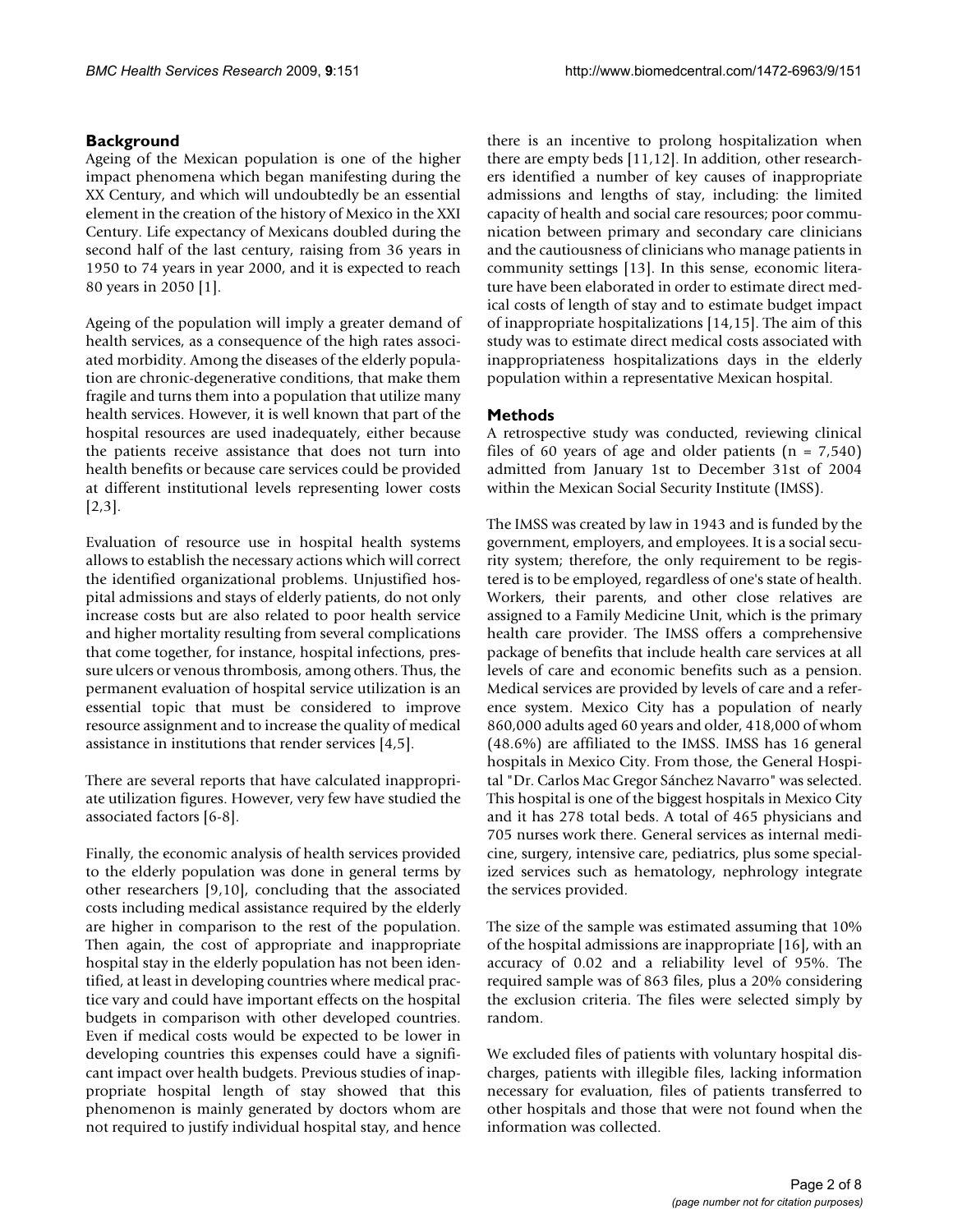## Background

Ageing of the Mexican population is one of the higher impact phenomena which began manifesting during the XX Century, and which will undoubtedly be an essential element in the creation of the history of Mexico in the XXI Century. Life expectancy of Mexicans doubled during the second half of the last century, raising from 36 years in 1950 to 74 years in year 2000, and it is expected to reach 80 years in 2050 [1].

Ageing of the population will imply a greater demand of health services, as a consequence of the high rates associated morbidity. Among the diseases of the elderly population are chronic-degenerative conditions, that make them fragile and turns them into a population that utilize many health services. However, it is well known that part of the hospital resources are used inadequately, either because the patients receive assistance that does not turn into health benefits or because care services could be provided at different institutional levels representing lower costs [2,3].

Evaluation of resource use in hospital health systems allows to establish the necessary actions which will correct the identified organizational problems. Unjustified hospital admissions and stays of elderly patients, do not only increase costs but are also related to poor health service and higher mortality resulting from several complications that come together, for instance, hospital infections, pressure ulcers or venous thrombosis, among others. Thus, the permanent evaluation of hospital service utilization is an essential topic that must be considered to improve resource assignment and to increase the quality of medical assistance in institutions that render services [4,5].

There are several reports that have calculated inappropriate utilization figures. However, very few have studied the associated factors [6-8].

Finally, the economic analysis of health services provided to the elderly population was done in general terms by other researchers [9,10], concluding that the associated costs including medical assistance required by the elderly are higher in comparison to the rest of the population. Then again, the cost of appropriate and inappropriate hospital stay in the elderly population has not been identified, at least in developing countries where medical practice vary and could have important effects on the hospital budgets in comparison with other developed countries. Even if medical costs would be expected to be lower in developing countries this expenses could have a significant impact over health budgets. Previous studies of inappropriate hospital length of stay showed that this phenomenon is mainly generated by doctors whom are not required to justify individual hospital stay, and hence there is an incentive to prolong hospitalization when there are empty beds [11,12]. In addition, other researchers identified a number of key causes of inappropriate admissions and lengths of stay, including: the limited capacity of health and social care resources; poor communication between primary and secondary care clinicians and the cautiousness of clinicians who manage patients in community settings [13]. In this sense, economic literature have been elaborated in order to estimate direct medical costs of length of stay and to estimate budget impact of inappropriate hospitalizations [14,15]. The aim of this study was to estimate direct medical costs associated with inappropriateness hospitalizations days in the elderly population within a representative Mexican hospital.

## Methods

A retrospective study was conducted, reviewing clinical files of 60 years of age and older patients (n = 7,540) admitted from January 1st to December 31st of 2004 within the Mexican Social Security Institute (IMSS).

The IMSS was created by law in 1943 and is funded by the government, employers, and employees. It is a social security system; therefore, the only requirement to be registered is to be employed, regardless of one's state of health. Workers, their parents, and other close relatives are assigned to a Family Medicine Unit, which is the primary health care provider. The IMSS offers a comprehensive package of benefits that include health care services at all levels of care and economic benefits such as a pension. Medical services are provided by levels of care and a reference system. Mexico City has a population of nearly 860,000 adults aged 60 years and older, 418,000 of whom (48.6%) are affiliated to the IMSS. IMSS has 16 general hospitals in Mexico City. From those, the General Hospital "Dr. Carlos Mac Gregor Sánchez Navarro" was selected. This hospital is one of the biggest hospitals in Mexico City and it has 278 total beds. A total of 465 physicians and 705 nurses work there. General services as internal medicine, surgery, intensive care, pediatrics, plus some specialized services such as hematology, nephrology integrate the services provided.

The size of the sample was estimated assuming that 10% of the hospital admissions are inappropriate [16], with an accuracy of 0.02 and a reliability level of 95%. The required sample was of 863 files, plus a 20% considering the exclusion criteria. The files were selected simply by random.

We excluded files of patients with voluntary hospital discharges, patients with illegible files, lacking information necessary for evaluation, files of patients transferred to other hospitals and those that were not found when the information was collected.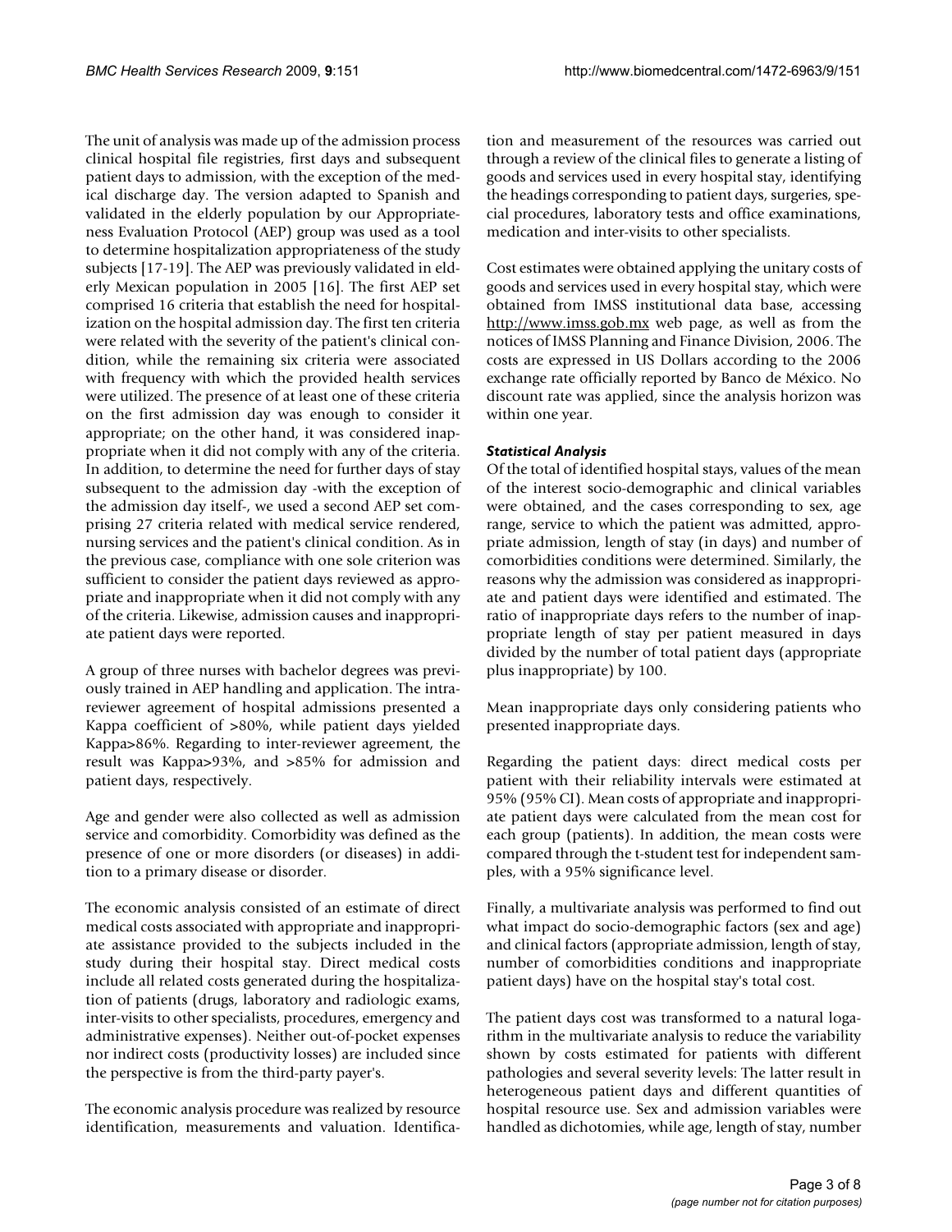The unit of analysis was made up of the admission process clinical hospital file registries, first days and subsequent patient days to admission, with the exception of the medical discharge day. The version adapted to Spanish and validated in the elderly population by our Appropriateness Evaluation Protocol (AEP) group was used as a tool to determine hospitalization appropriateness of the study subjects [17-19]. The AEP was previously validated in elderly Mexican population in 2005 [16]. The first AEP set comprised 16 criteria that establish the need for hospitalization on the hospital admission day. The first ten criteria were related with the severity of the patient's clinical condition, while the remaining six criteria were associated with frequency with which the provided health services were utilized. The presence of at least one of these criteria on the first admission day was enough to consider it appropriate; on the other hand, it was considered inappropriate when it did not comply with any of the criteria. In addition, to determine the need for further days of stay subsequent to the admission day -with the exception of the admission day itself-, we used a second AEP set comprising 27 criteria related with medical service rendered, nursing services and the patient's clinical condition. As in the previous case, compliance with one sole criterion was sufficient to consider the patient days reviewed as appropriate and inappropriate when it did not comply with any of the criteria. Likewise, admission causes and inappropriate patient days were reported.

A group of three nurses with bachelor degrees was previously trained in AEP handling and application. The intra-reviewer agreement of hospital admissions presented a Kappa coefficient of >80%, while patient days yielded Kappa>86%. Regarding to inter-reviewer agreement, the result was Kappa>93%, and >85% for admission and patient days, respectively.

Age and gender were also collected as well as admission service and comorbidity. Comorbidity was defined as the presence of one or more disorders (or diseases) in addition to a primary disease or disorder.

The economic analysis consisted of an estimate of direct medical costs associated with appropriate and inappropriate assistance provided to the subjects included in the study during their hospital stay. Direct medical costs include all related costs generated during the hospitalization of patients (drugs, laboratory and radiologic exams, inter-visits to other specialists, procedures, emergency and administrative expenses). Neither out-of-pocket expenses nor indirect costs (productivity losses) are included since the perspective is from the third-party payer's.

The economic analysis procedure was realized by resource identification, measurements and valuation. Identification and measurement of the resources was carried out through a review of the clinical files to generate a listing of goods and services used in every hospital stay, identifying the headings corresponding to patient days, surgeries, special procedures, laboratory tests and office examinations, medication and inter-visits to other specialists.

Cost estimates were obtained applying the unitary costs of goods and services used in every hospital stay, which were obtained from IMSS institutional data base, accessing http://www.imss.gob.mx web page, as well as from the notices of IMSS Planning and Finance Division, 2006. The costs are expressed in US Dollars according to the 2006 exchange rate officially reported by Banco de México. No discount rate was applied, since the analysis horizon was within one year.

### *Statistical Analysis*

Of the total of identified hospital stays, values of the mean of the interest socio-demographic and clinical variables were obtained, and the cases corresponding to sex, age range, service to which the patient was admitted, appropriate admission, length of stay (in days) and number of comorbidities conditions were determined. Similarly, the reasons why the admission was considered as inappropriate and patient days were identified and estimated. The ratio of inappropriate days refers to the number of inappropriate length of stay per patient measured in days divided by the number of total patient days (appropriate plus inappropriate) by 100.

Mean inappropriate days only considering patients who presented inappropriate days.

Regarding the patient days: direct medical costs per patient with their reliability intervals were estimated at 95% (95% CI). Mean costs of appropriate and inappropriate patient days were calculated from the mean cost for each group (patients). In addition, the mean costs were compared through the t-student test for independent samples, with a 95% significance level.

Finally, a multivariate analysis was performed to find out what impact do socio-demographic factors (sex and age) and clinical factors (appropriate admission, length of stay, number of comorbidities conditions and inappropriate patient days) have on the hospital stay's total cost.

The patient days cost was transformed to a natural logarithm in the multivariate analysis to reduce the variability shown by costs estimated for patients with different pathologies and several severity levels: The latter result in heterogeneous patient days and different quantities of hospital resource use. Sex and admission variables were handled as dichotomies, while age, length of stay, number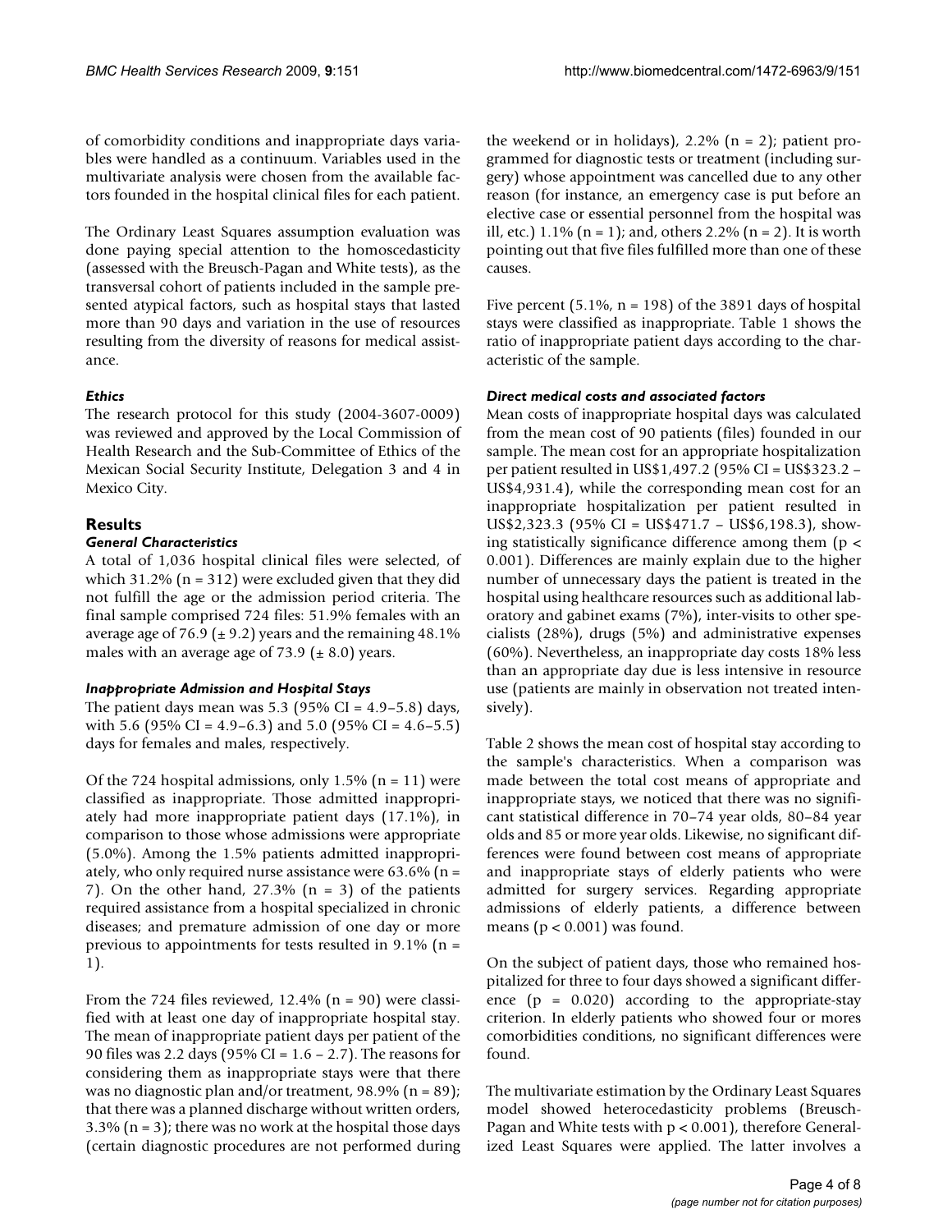of comorbidity conditions and inappropriate days variables were handled as a continuum. Variables used in the multivariate analysis were chosen from the available factors founded in the hospital clinical files for each patient.

The Ordinary Least Squares assumption evaluation was done paying special attention to the homoscedasticity (assessed with the Breusch-Pagan and White tests), as the transversal cohort of patients included in the sample presented atypical factors, such as hospital stays that lasted more than 90 days and variation in the use of resources resulting from the diversity of reasons for medical assistance.

### *Ethics*

The research protocol for this study (2004-3607-0009) was reviewed and approved by the Local Commission of Health Research and the Sub-Committee of Ethics of the Mexican Social Security Institute, Delegation 3 and 4 in Mexico City.

## Results

### *General Characteristics*

A total of 1,036 hospital clinical files were selected, of which 31.2% (n = 312) were excluded given that they did not fulfill the age or the admission period criteria. The final sample comprised 724 files: 51.9% females with an average age of 76.9 (± 9.2) years and the remaining 48.1% males with an average age of 73.9 (± 8.0) years.

### *Inappropriate Admission and Hospital Stays*

The patient days mean was 5.3 (95% CI = 4.9–5.8) days, with 5.6 (95% CI = 4.9–6.3) and 5.0 (95% CI = 4.6–5.5) days for females and males, respectively.

Of the 724 hospital admissions, only 1.5% (n = 11) were classified as inappropriate. Those admitted inappropriately had more inappropriate patient days (17.1%), in comparison to those whose admissions were appropriate (5.0%). Among the 1.5% patients admitted inappropriately, who only required nurse assistance were 63.6% (n = 7). On the other hand, 27.3% (n = 3) of the patients required assistance from a hospital specialized in chronic diseases; and premature admission of one day or more previous to appointments for tests resulted in 9.1% (n = 1).

From the 724 files reviewed, 12.4% (n = 90) were classified with at least one day of inappropriate hospital stay. The mean of inappropriate patient days per patient of the 90 files was 2.2 days (95% CI = 1.6 – 2.7). The reasons for considering them as inappropriate stays were that there was no diagnostic plan and/or treatment, 98.9% (n = 89); that there was a planned discharge without written orders, 3.3% (n = 3); there was no work at the hospital those days (certain diagnostic procedures are not performed during the weekend or in holidays), 2.2% (n = 2); patient programmed for diagnostic tests or treatment (including surgery) whose appointment was cancelled due to any other reason (for instance, an emergency case is put before an elective case or essential personnel from the hospital was ill, etc.) 1.1% (n = 1); and, others 2.2% (n = 2). It is worth pointing out that five files fulfilled more than one of these causes.

Five percent (5.1%, n = 198) of the 3891 days of hospital stays were classified as inappropriate. Table 1 shows the ratio of inappropriate patient days according to the characteristic of the sample.

### *Direct medical costs and associated factors*

Mean costs of inappropriate hospital days was calculated from the mean cost of 90 patients (files) founded in our sample. The mean cost for an appropriate hospitalization per patient resulted in US$1,497.2 (95% CI = US$323.2 – US$4,931.4), while the corresponding mean cost for an inappropriate hospitalization per patient resulted in US$2,323.3 (95% CI = US$471.7 – US$6,198.3), showing statistically significance difference among them ($p < 0.001$). Differences are mainly explain due to the higher number of unnecessary days the patient is treated in the hospital using healthcare resources such as additional laboratory and gabinet exams (7%), inter-visits to other specialists (28%), drugs (5%) and administrative expenses (60%). Nevertheless, an inappropriate day costs 18% less than an appropriate day due is less intensive in resource use (patients are mainly in observation not treated intensively).

Table 2 shows the mean cost of hospital stay according to the sample's characteristics. When a comparison was made between the total cost means of appropriate and inappropriate stays, we noticed that there was no significant statistical difference in 70–74 year olds, 80–84 year olds and 85 or more year olds. Likewise, no significant differences were found between cost means of appropriate and inappropriate stays of elderly patients who were admitted for surgery services. Regarding appropriate admissions of elderly patients, a difference between means ($p < 0.001$) was found.

On the subject of patient days, those who remained hospitalized for three to four days showed a significant difference ($p = 0.020$) according to the appropriate-stay criterion. In elderly patients who showed four or mores comorbidities conditions, no significant differences were found.

The multivariate estimation by the Ordinary Least Squares model showed heterocedasticity problems (Breusch-Pagan and White tests with $p < 0.001$), therefore Generalized Least Squares were applied. The latter involves a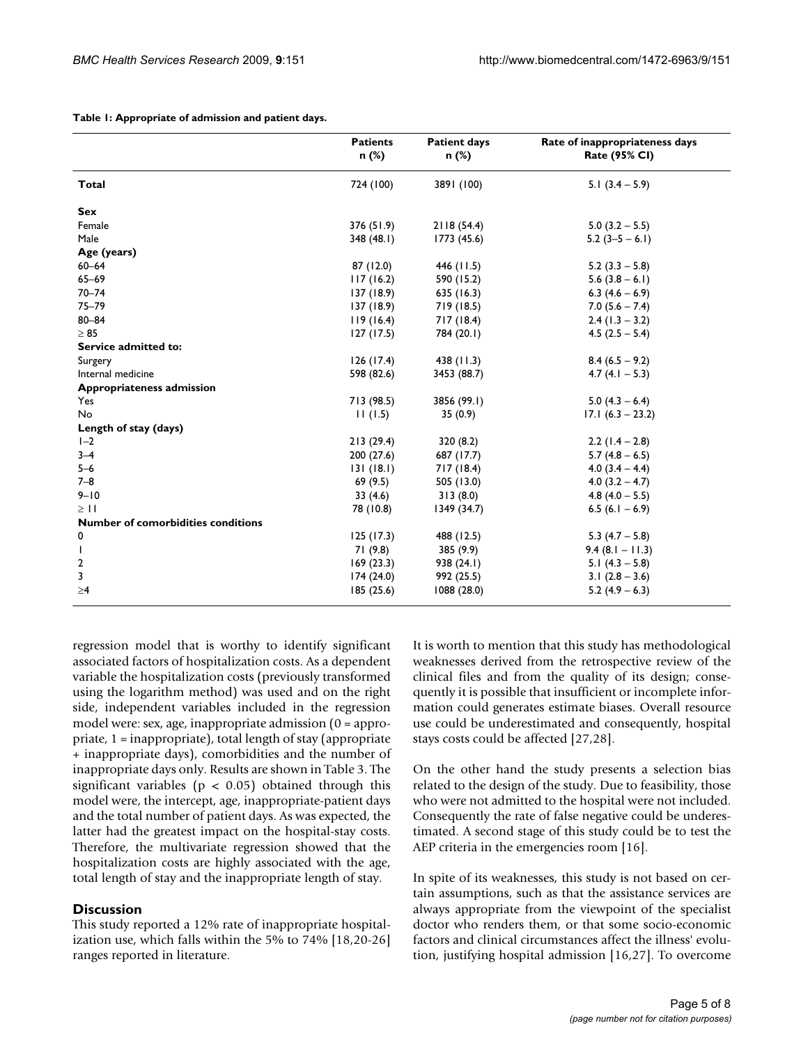**Table 1: Appropriate of admission and patient days.**

| | Patients n (%) | Patient days n (%) | Rate of inappropriateness days Rate (95% CI) |
|---|---|---|---|
| **Total** | 724 (100) | 3891 (100) | 5.1 (3.4 – 5.9) |
| **Sex** | | | |
| Female | 376 (51.9) | 2118 (54.4) | 5.0 (3.2 – 5.5) |
| Male | 348 (48.1) | 1773 (45.6) | 5.2 (3–5 – 6.1) |
| **Age (years)** | | | |
| 60–64 | 87 (12.0) | 446 (11.5) | 5.2 (3.3 – 5.8) |
| 65–69 | 117 (16.2) | 590 (15.2) | 5.6 (3.8 – 6.1) |
| 70–74 | 137 (18.9) | 635 (16.3) | 6.3 (4.6 – 6.9) |
| 75–79 | 137 (18.9) | 719 (18.5) | 7.0 (5.6 – 7.4) |
| 80–84 | 119 (16.4) | 717 (18.4) | 2.4 (1.3 – 3.2) |
| ≥ 85 | 127 (17.5) | 784 (20.1) | 4.5 (2.5 – 5.4) |
| **Service admitted to:** | | | |
| Surgery | 126 (17.4) | 438 (11.3) | 8.4 (6.5 – 9.2) |
| Internal medicine | 598 (82.6) | 3453 (88.7) | 4.7 (4.1 – 5.3) |
| **Appropriateness admission** | | | |
| Yes | 713 (98.5) | 3856 (99.1) | 5.0 (4.3 – 6.4) |
| No | 11 (1.5) | 35 (0.9) | 17.1 (6.3 – 23.2) |
| **Length of stay (days)** | | | |
| 1–2 | 213 (29.4) | 320 (8.2) | 2.2 (1.4 – 2.8) |
| 3–4 | 200 (27.6) | 687 (17.7) | 5.7 (4.8 – 6.5) |
| 5–6 | 131 (18.1) | 717 (18.4) | 4.0 (3.4 – 4.4) |
| 7–8 | 69 (9.5) | 505 (13.0) | 4.0 (3.2 – 4.7) |
| 9–10 | 33 (4.6) | 313 (8.0) | 4.8 (4.0 – 5.5) |
| ≥ 11 | 78 (10.8) | 1349 (34.7) | 6.5 (6.1 – 6.9) |
| **Number of comorbidities conditions** | | | |
| 0 | 125 (17.3) | 488 (12.5) | 5.3 (4.7 – 5.8) |
| 1 | 71 (9.8) | 385 (9.9) | 9.4 (8.1 – 11.3) |
| 2 | 169 (23.3) | 938 (24.1) | 5.1 (4.3 – 5.8) |
| 3 | 174 (24.0) | 992 (25.5) | 3.1 (2.8 – 3.6) |
| ≥4 | 185 (25.6) | 1088 (28.0) | 5.2 (4.9 – 6.3) |

regression model that is worthy to identify significant associated factors of hospitalization costs. As a dependent variable the hospitalization costs (previously transformed using the logarithm method) was used and on the right side, independent variables included in the regression model were: sex, age, inappropriate admission (0 = appropriate, 1 = inappropriate), total length of stay (appropriate + inappropriate days), comorbidities and the number of inappropriate days only. Results are shown in Table 3. The significant variables ($p < 0.05$) obtained through this model were, the intercept, age, inappropriate-patient days and the total number of patient days. As was expected, the latter had the greatest impact on the hospital-stay costs. Therefore, the multivariate regression showed that the hospitalization costs are highly associated with the age, total length of stay and the inappropriate length of stay.

## Discussion

This study reported a 12% rate of inappropriate hospitalization use, which falls within the 5% to 74% [18,20-26] ranges reported in literature.

It is worth to mention that this study has methodological weaknesses derived from the retrospective review of the clinical files and from the quality of its design; consequently it is possible that insufficient or incomplete information could generates estimate biases. Overall resource use could be underestimated and consequently, hospital stays costs could be affected [27,28].

On the other hand the study presents a selection bias related to the design of the study. Due to feasibility, those who were not admitted to the hospital were not included. Consequently the rate of false negative could be underestimated. A second stage of this study could be to test the AEP criteria in the emergencies room [16].

In spite of its weaknesses, this study is not based on certain assumptions, such as that the assistance services are always appropriate from the viewpoint of the specialist doctor who renders them, or that some socio-economic factors and clinical circumstances affect the illness' evolution, justifying hospital admission [16,27]. To overcome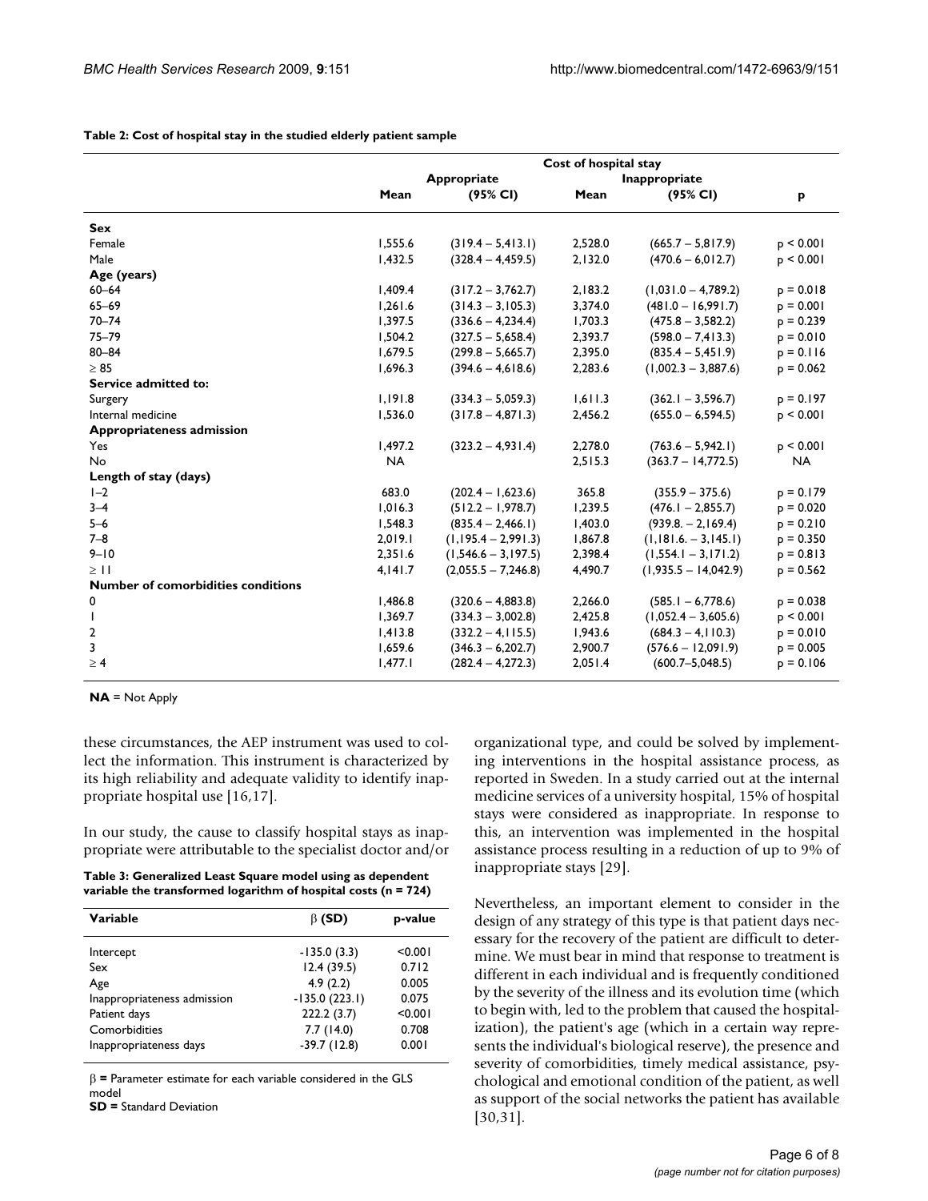**Table 2: Cost of hospital stay in the studied elderly patient sample**

| | Cost of hospital stay | | | | |
|---|---|---|---|---|---|
| | Appropriate | | Inappropriate | | |
| | Mean | (95% CI) | Mean | (95% CI) | p |
| **Sex** | | | | | |
| Female | 1,555.6 | (319.4 – 5,413.1) | 2,528.0 | (665.7 – 5,817.9) | p < 0.001 |
| Male | 1,432.5 | (328.4 – 4,459.5) | 2,132.0 | (470.6 – 6,012.7) | p < 0.001 |
| **Age (years)** | | | | | |
| 60–64 | 1,409.4 | (317.2 – 3,762.7) | 2,183.2 | (1,031.0 – 4,789.2) | p = 0.018 |
| 65–69 | 1,261.6 | (314.3 – 3,105.3) | 3,374.0 | (481.0 – 16,991.7) | p = 0.001 |
| 70–74 | 1,397.5 | (336.6 – 4,234.4) | 1,703.3 | (475.8 – 3,582.2) | p = 0.239 |
| 75–79 | 1,504.2 | (327.5 – 5,658.4) | 2,393.7 | (598.0 – 7,413.3) | p = 0.010 |
| 80–84 | 1,679.5 | (299.8 – 5,665.7) | 2,395.0 | (835.4 – 5,451.9) | p = 0.116 |
| ≥ 85 | 1,696.3 | (394.6 – 4,618.6) | 2,283.6 | (1,002.3 – 3,887.6) | p = 0.062 |
| **Service admitted to:** | | | | | |
| Surgery | 1,191.8 | (334.3 – 5,059.3) | 1,611.3 | (362.1 – 3,596.7) | p = 0.197 |
| Internal medicine | 1,536.0 | (317.8 – 4,871.3) | 2,456.2 | (655.0 – 6,594.5) | p < 0.001 |
| **Appropriateness admission** | | | | | |
| Yes | 1,497.2 | (323.2 – 4,931.4) | 2,278.0 | (763.6 – 5,942.1) | p < 0.001 |
| No | NA | | 2,515.3 | (363.7 – 14,772.5) | NA |
| **Length of stay (days)** | | | | | |
| 1–2 | 683.0 | (202.4 – 1,623.6) | 365.8 | (355.9 – 375.6) | p = 0.179 |
| 3–4 | 1,016.3 | (512.2 – 1,978.7) | 1,239.5 | (476.1 – 2,855.7) | p = 0.020 |
| 5–6 | 1,548.3 | (835.4 – 2,466.1) | 1,403.0 | (939.8. – 2,169.4) | p = 0.210 |
| 7–8 | 2,019.1 | (1,195.4 – 2,991.3) | 1,867.8 | (1,181.6. – 3,145.1) | p = 0.350 |
| 9–10 | 2,351.6 | (1,546.6 – 3,197.5) | 2,398.4 | (1,554.1 – 3,171.2) | p = 0.813 |
| ≥ 11 | 4,141.7 | (2,055.5 – 7,246.8) | 4,490.7 | (1,935.5 – 14,042.9) | p = 0.562 |
| **Number of comorbidities conditions** | | | | | |
| 0 | 1,486.8 | (320.6 – 4,883.8) | 2,266.0 | (585.1 – 6,778.6) | p = 0.038 |
| 1 | 1,369.7 | (334.3 – 3,002.8) | 2,425.8 | (1,052.4 – 3,605.6) | p < 0.001 |
| 2 | 1,413.8 | (332.2 – 4,115.5) | 1,943.6 | (684.3 – 4,110.3) | p = 0.010 |
| 3 | 1,659.6 | (346.3 – 6,202.7) | 2,900.7 | (576.6 – 12,091.9) | p = 0.005 |
| ≥ 4 | 1,477.1 | (282.4 – 4,272.3) | 2,051.4 | (600.7–5,048.5) | p = 0.106 |

**NA** = Not Apply

these circumstances, the AEP instrument was used to collect the information. This instrument is characterized by its high reliability and adequate validity to identify inappropriate hospital use [16,17].

In our study, the cause to classify hospital stays as inappropriate were attributable to the specialist doctor and/or organizational type, and could be solved by implementing interventions in the hospital assistance process, as reported in Sweden. In a study carried out at the internal medicine services of a university hospital, 15% of hospital stays were considered as inappropriate. In response to this, an intervention was implemented in the hospital assistance process resulting in a reduction of up to 9% of inappropriate stays [29].

**Table 3: Generalized Least Square model using as dependent variable the transformed logarithm of hospital costs (n = 724)**

| Variable | β (SD) | p-value |
|---|---|---|
| Intercept | -135.0 (3.3) | <0.001 |
| Sex | 12.4 (39.5) | 0.712 |
| Age | 4.9 (2.2) | 0.005 |
| Inappropriateness admission | -135.0 (223.1) | 0.075 |
| Patient days | 222.2 (3.7) | <0.001 |
| Comorbidities | 7.7 (14.0) | 0.708 |
| Inappropriateness days | -39.7 (12.8) | 0.001 |

β = Parameter estimate for each variable considered in the GLS model
**SD =** Standard Deviation

Nevertheless, an important element to consider in the design of any strategy of this type is that patient days necessary for the recovery of the patient are difficult to determine. We must bear in mind that response to treatment is different in each individual and is frequently conditioned by the severity of the illness and its evolution time (which to begin with, led to the problem that caused the hospitalization), the patient's age (which in a certain way represents the individual's biological reserve), the presence and severity of comorbidities, timely medical assistance, psychological and emotional condition of the patient, as well as support of the social networks the patient has available [30,31].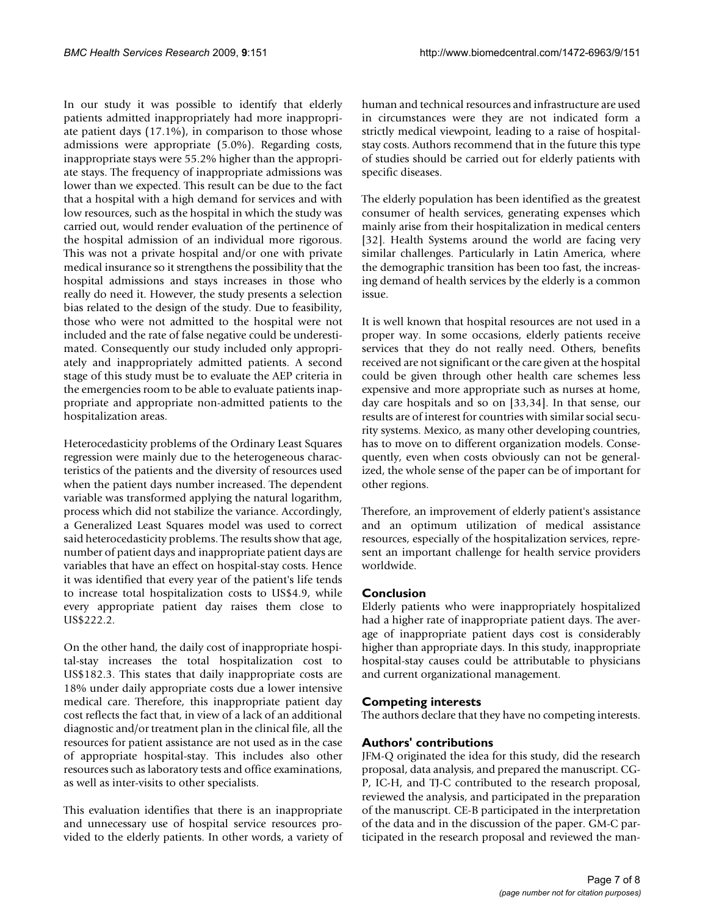In our study it was possible to identify that elderly patients admitted inappropriately had more inappropriate patient days (17.1%), in comparison to those whose admissions were appropriate (5.0%). Regarding costs, inappropriate stays were 55.2% higher than the appropriate stays. The frequency of inappropriate admissions was lower than we expected. This result can be due to the fact that a hospital with a high demand for services and with low resources, such as the hospital in which the study was carried out, would render evaluation of the pertinence of the hospital admission of an individual more rigorous. This was not a private hospital and/or one with private medical insurance so it strengthens the possibility that the hospital admissions and stays increases in those who really do need it. However, the study presents a selection bias related to the design of the study. Due to feasibility, those who were not admitted to the hospital were not included and the rate of false negative could be underestimated. Consequently our study included only appropriately and inappropriately admitted patients. A second stage of this study must be to evaluate the AEP criteria in the emergencies room to be able to evaluate patients inappropriate and appropriate non-admitted patients to the hospitalization areas.

Heterocedasticity problems of the Ordinary Least Squares regression were mainly due to the heterogeneous characteristics of the patients and the diversity of resources used when the patient days number increased. The dependent variable was transformed applying the natural logarithm, process which did not stabilize the variance. Accordingly, a Generalized Least Squares model was used to correct said heterocedasticity problems. The results show that age, number of patient days and inappropriate patient days are variables that have an effect on hospital-stay costs. Hence it was identified that every year of the patient's life tends to increase total hospitalization costs to US$4.9, while every appropriate patient day raises them close to US$222.2.

On the other hand, the daily cost of inappropriate hospital-stay increases the total hospitalization cost to US$182.3. This states that daily inappropriate costs are 18% under daily appropriate costs due a lower intensive medical care. Therefore, this inappropriate patient day cost reflects the fact that, in view of a lack of an additional diagnostic and/or treatment plan in the clinical file, all the resources for patient assistance are not used as in the case of appropriate hospital-stay. This includes also other resources such as laboratory tests and office examinations, as well as inter-visits to other specialists.

This evaluation identifies that there is an inappropriate and unnecessary use of hospital service resources provided to the elderly patients. In other words, a variety of human and technical resources and infrastructure are used in circumstances were they are not indicated form a strictly medical viewpoint, leading to a raise of hospital-stay costs. Authors recommend that in the future this type of studies should be carried out for elderly patients with specific diseases.

The elderly population has been identified as the greatest consumer of health services, generating expenses which mainly arise from their hospitalization in medical centers [32]. Health Systems around the world are facing very similar challenges. Particularly in Latin America, where the demographic transition has been too fast, the increasing demand of health services by the elderly is a common issue.

It is well known that hospital resources are not used in a proper way. In some occasions, elderly patients receive services that they do not really need. Others, benefits received are not significant or the care given at the hospital could be given through other health care schemes less expensive and more appropriate such as nurses at home, day care hospitals and so on [33,34]. In that sense, our results are of interest for countries with similar social security systems. Mexico, as many other developing countries, has to move on to different organization models. Consequently, even when costs obviously can not be generalized, the whole sense of the paper can be of important for other regions.

Therefore, an improvement of elderly patient's assistance and an optimum utilization of medical assistance resources, especially of the hospitalization services, represent an important challenge for health service providers worldwide.

## Conclusion

Elderly patients who were inappropriately hospitalized had a higher rate of inappropriate patient days. The average of inappropriate patient days cost is considerably higher than appropriate days. In this study, inappropriate hospital-stay causes could be attributable to physicians and current organizational management.

## Competing interests

The authors declare that they have no competing interests.

## Authors' contributions

JFM-Q originated the idea for this study, did the research proposal, data analysis, and prepared the manuscript. CG-P, IC-H, and TJ-C contributed to the research proposal, reviewed the analysis, and participated in the preparation of the manuscript. CE-B participated in the interpretation of the data and in the discussion of the paper. GM-C participated in the research proposal and reviewed the man-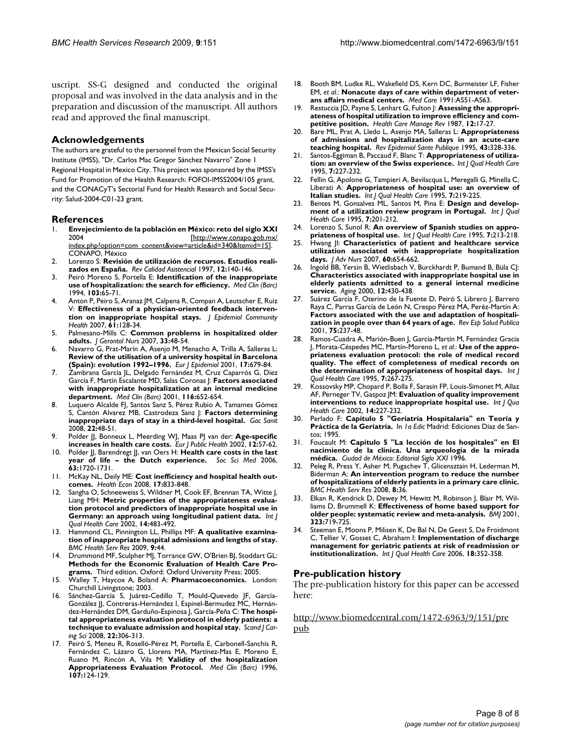uscript. SS-G designed and conducted the original proposal and was involved in the data analysis and in the preparation and discussion of the manuscript. All authors read and approved the final manuscript.

## Acknowledgements

The authors are grateful to the personnel from the Mexican Social Security Institute (IMSS), "Dr. Carlos Mac Gregor Sánchez Navarro" Zone 1 Regional Hospital in Mexico City. This project was sponsored by the IMSS's Fund for Promotion of the Health Research: FOFOI-IMSS2004/105 grant, and the CONACyT's Sectorial Fund for Health Research and Social Security: Salud-2004-C01-23 grant.

## References

1. **Envejecimiento de la población en México: reto del siglo XXI** 2004 [http://www.conapo.gob.mx/index.php?option=com_content&view=article&id=340&Itemid=15]. CONAPO, México
2. Lorenzo S: **Revisión de utilización de recursos. Estudios realizados en España.** *Rev Calidad Asistencial* 1997, **12:**140-146.
3. Peiró Moreno S, Portella E: **Identification of the inappropriate use of hospitalization: the search for efficiency.** *Med Clin (Barc)* 1994, **103:**65-71.
4. Anton P, Peiro S, Aranaz JM, Calpena R, Compan A, Leutscher E, Ruiz V: **Effectiveness of a physician-oriented feedback intervention on inappropriate hospital stays.** *J Epidemiol Community Health* 2007, **61:**128-34.
5. Palmesano-Mills C: **Common problems in hospitalized older adults.** *J Gerontol Nurs* 2007, **33:**48-54.
6. Navarro G, Prat-Marín A, Asenjo M, Menacho A, Trilla A, Salleras L: **Review of the utilisation of a university hospital in Barcelona (Spain): evolution 1992–1996.** *Eur J Epidemiol* 2001, **17:**679-84.
7. Zambrana García JL, Delgado Fernández M, Cruz Caparrós G, Díez García F, Martín Escalante MD, Salas Coronas J: **Factors associated with inappropriate hospitalization at an internal medicine department.** *Med Clin (Barc)* 2001, **116:**652-654.
8. Luquero Alcalde FJ, Santos Sanz S, Pérez Rubio A, Tamames Gómez S, Cantón Alvarez MB, Castrodeza Sanz J: **Factors determining inappropriate days of stay in a third-level hospital.** *Gac Sanit* 2008, **22:**48-51.
9. Polder JJ, Bonneux L, Meerding WJ, Maas PJ van der: **Age-specific increases in health care costs.** *Eur J Public Health* 2002, **12:**57-62.
10. Polder JJ, Barendregt JJ, van Oers H: **Health care costs in the last year of life – the Dutch experience.** *Soc Sci Med* 2006, **63:**1720-1731.
11. McKay NL, Deily ME: **Cost inefficiency and hospital health outcomes.** *Health Econ* 2008, **17:**833-848.
12. Sangha O, Schneeweiss S, Wildner M, Cook EF, Brennan TA, Witte J, Liang MH: **Metric properties of the appropriateness evaluation protocol and predictors of inappropriate hospital use in Germany: an approach using longitudinal patient data.** *Int J Qual Health Care* 2002, **14:**483-492.
13. Hammond CL, Pinnington LL, Phillips MF: **A qualitative examination of inappropriate hospital admissions and lengths of stay.** *BMC Health Serv Res* 2009, **9:**44.
14. Drummond MF, Sculpher MJ, Torrance GW, O'Brien BJ, Stoddart GL: **Methods for the Economic Evaluation of Health Care Programs.** Third edition. Oxford: Oxford University Press; 2005.
15. Walley T, Haycox A, Boland A: **Pharmacoeconomics.** London: Churchill Livingstone; 2003.
16. Sánchez-García S, Juárez-Cedillo T, Mould-Quevedo JF, García-González JJ, Contreras-Hernández I, Espinel-Bermudez MC, Hernández-Hernández DM, Garduño-Espinosa J, García-Peña C: **The hospital appropriateness evaluation protocol in elderly patients: a technique to evaluate admission and hospital stay.** *Scand J Caring Sci* 2008, **22:**306-313.
17. Peiró S, Meneu R, Roselló-Pérez M, Portella E, Carbonell-Sanchís R, Fernández C, Lázaro G, Llorens MA, Martínez-Mas E, Moreno E, Ruano M, Rincón A, Vila M: **Validity of the hospitalization Appropriateness Evaluation Protocol.** *Med Clin (Barc)* 1996, **107:**124-129.
18. Booth BM, Ludke RL, Wakefield DS, Kern DC, Burmeister LF, Fisher EM, *et al.*: **Nonacute days of care within department of veterans affairs medical centers.** *Med Care* 1991:AS51-AS63.
19. Restuccia JD, Payne S, Lenhart G, Fulton J: **Assessing the appropriateness of hospital utilization to improve efficiency and competitive position.** *Health Care Manage Rev* 1987, **12:**17-27.
20. Bare ML, Prat A, Lledo L, Asenjo MA, Salleras L: **Appropriateness of admissions and hospitalization days in an acute-care teaching hospital.** *Rev Epidemiol Sante Publique* 1995, **43:**328-336.
21. Santos-Eggiman B, Paccaud F, Blanc T: **Appropriateness of utilization: an overview of the Swiss experience.** *Int J Qual Health Care* 1995, **7:**227-232.
22. Fellin G, Apolone G, Tampieri A, Bevilacqua L, Meregalli G, Minella C, Liberati A: **Appropriateness of hospital use: an overview of Italian studies.** *Int J Qual Health Care* 1995, **7:**219-225.
23. Bentes M, Gonsalves ML, Santos M, Pina E: **Design and development of a utilization review program in Portugal.** *Int J Qual Health Care* 1995, **7:**201-212.
24. Lorenzo S, Sunol R: **An overview of Spanish studies on appropriateness of hospital use.** *Int J Qual Health Care* 1995, **7:**213-218.
25. Hwang JI: **Characteristics of patient and healthcare service utilization associated with inappropriate hospitalization days.** *J Adv Nurs* 2007, **60:**654-662.
26. Ingold BB, Yersin B, Wietlisbach V, Burckhardt P, Bumand B, Büla CJ: **Characteristics associated with inappropriate hospital use in elderly patients admitted to a general internal medicine service.** *Aging* 2000, **12:**430-438.
27. Suárez García F, Oterino de la Fuente D, Peiró S, Librero J, Barrero Raya C, Parras García de León N, Crespo Pérez MA, Peréz-Martín A: **Factors associated with the use and adaptation of hospitalization in people over than 64 years of age.** *Rev Esp Salud Publica* 2001, **75:**237-48.
28. Ramos-Cuadra A, Marión-Buen J, García-Martín M, Fernández Gracia J, Morata-Céspedes MC, Martín-Moreno L, *et al.*: **Use of the appropriateness evaluation protocol: the role of medical record quality. The effect of completeness of medical records on the determination of appropriateness of hospital days.** *Int J Qual Health Care* 1995, **7:**267-275.
29. Kossovsky MP, Chopard P, Bolla F, Sarasin FP, Louis-Simonet M, Allaz AF, Perneger TV, Gaspoz JM: **Evaluation of quality improvement interventions to reduce inappropriate hospital use.** *Int J Qua Health Care* 2002, **14:**227-232.
30. Perlado F: **Capítulo 5 "Geriatría Hospitalaria" en Teoría y Práctica de la Geriatría.** In *1a Edic* Madrid: Ediciones Díaz de Santos; 1995.
31. Foucault M: **Capítulo 5 "La lección de los hospitales" en El nacimiento de la clínica. Una arqueología de la mirada médica.** *Ciudad de México: Editorial Siglo XXI* 1996.
32. Peleg R, Press Y, Asher M, Pugachev T, Glicensztain H, Lederman M, Biderman A: **An intervention program to reduce the number of hospitalizations of elderly patients in a primary care clinic.** *BMC Health Serv Res* 2008, **8:**36.
33. Elkan R, Kendrick D, Dewey M, Hewitt M, Robinson J, Blair M, Williams D, Brummell K: **Effectiveness of home based support for older people: systematic review and meta-analysis.** *BMJ* 2001, **323:**719-725.
34. Steeman E, Moons P, Milisen K, De Bal N, De Geest S, De Froidmont C, Tellier V, Gosset C, Abraham I: **Implementation of discharge management for geriatric patients at risk of readmission or institutionalization.** *Int J Qual Health Care* 2006, **18:**352-358.

## Pre-publication history

The pre-publication history for this paper can be accessed here:

http://www.biomedcentral.com/1472-6963/9/151/prepub